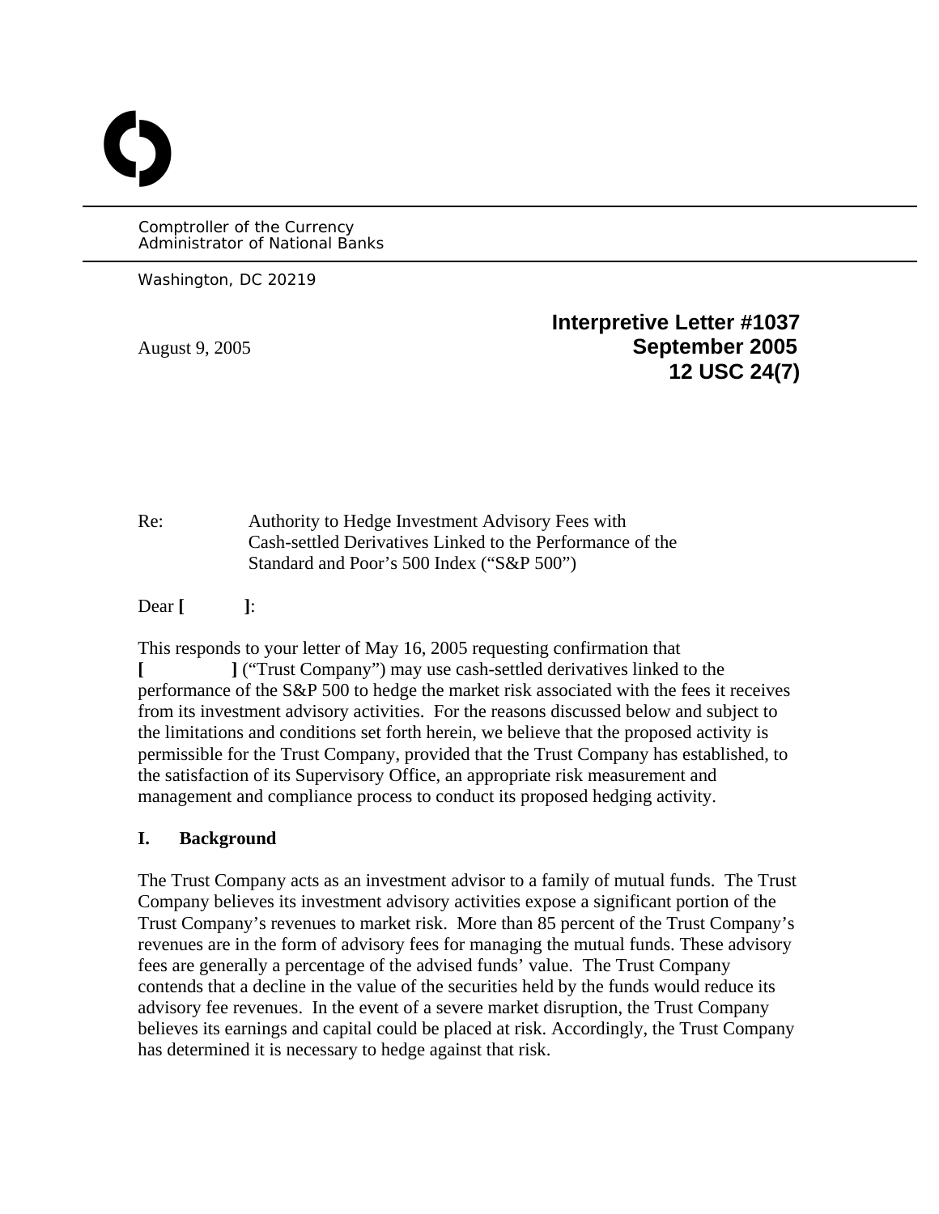Comptroller of the Currency
Administrator of National Banks

Washington, DC 20219

**Interpretive Letter #1037**
**September 2005**
**12 USC 24(7)**

August 9, 2005

Re: Authority to Hedge Investment Advisory Fees with Cash-settled Derivatives Linked to the Performance of the Standard and Poor's 500 Index ("S&P 500")

Dear **[ ]**:

This responds to your letter of May 16, 2005 requesting confirmation that **[ ]** ("Trust Company") may use cash-settled derivatives linked to the performance of the S&P 500 to hedge the market risk associated with the fees it receives from its investment advisory activities. For the reasons discussed below and subject to the limitations and conditions set forth herein, we believe that the proposed activity is permissible for the Trust Company, provided that the Trust Company has established, to the satisfaction of its Supervisory Office, an appropriate risk measurement and management and compliance process to conduct its proposed hedging activity.

## I. Background

The Trust Company acts as an investment advisor to a family of mutual funds. The Trust Company believes its investment advisory activities expose a significant portion of the Trust Company's revenues to market risk. More than 85 percent of the Trust Company's revenues are in the form of advisory fees for managing the mutual funds. These advisory fees are generally a percentage of the advised funds' value. The Trust Company contends that a decline in the value of the securities held by the funds would reduce its advisory fee revenues. In the event of a severe market disruption, the Trust Company believes its earnings and capital could be placed at risk. Accordingly, the Trust Company has determined it is necessary to hedge against that risk.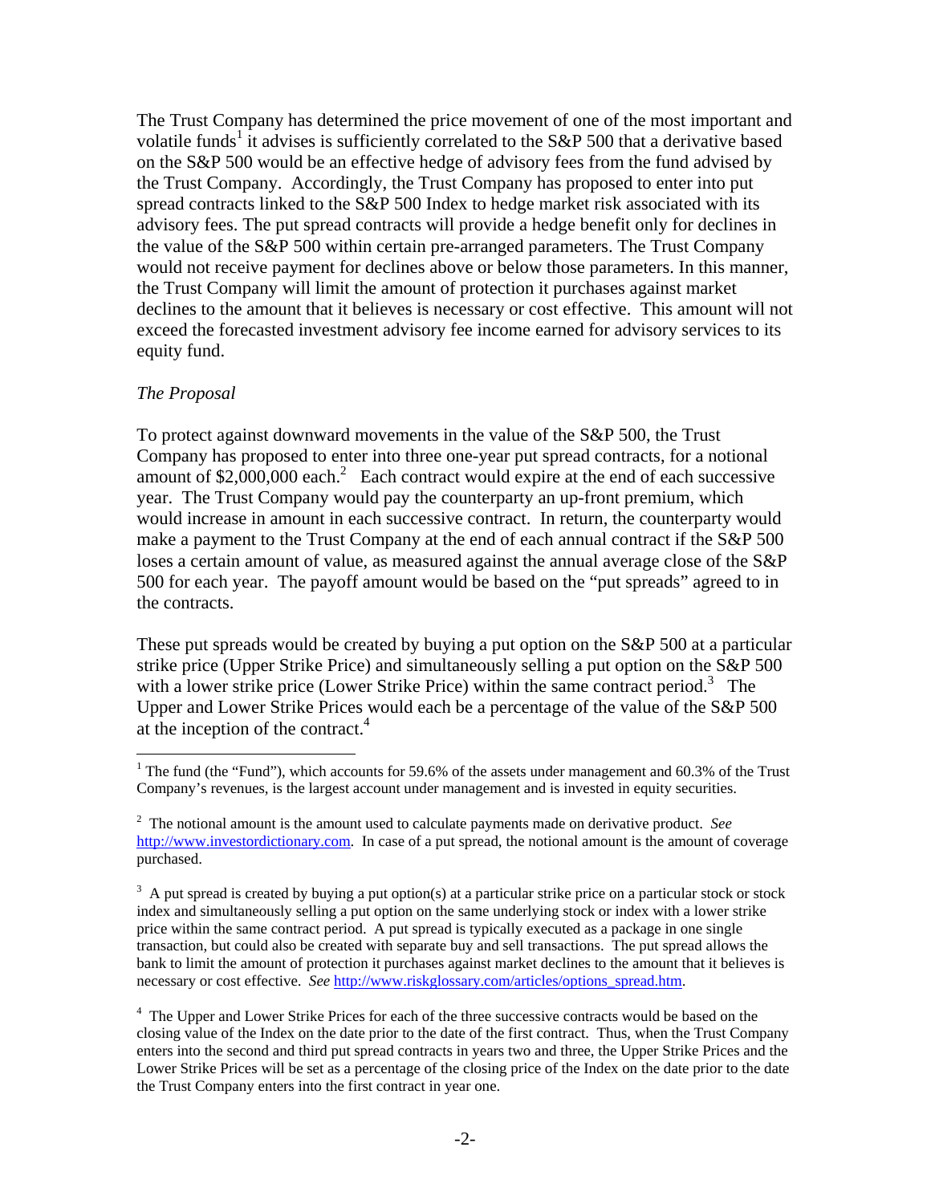The Trust Company has determined the price movement of one of the most important and volatile funds[1] it advises is sufficiently correlated to the S&P 500 that a derivative based on the S&P 500 would be an effective hedge of advisory fees from the fund advised by the Trust Company. Accordingly, the Trust Company has proposed to enter into put spread contracts linked to the S&P 500 Index to hedge market risk associated with its advisory fees. The put spread contracts will provide a hedge benefit only for declines in the value of the S&P 500 within certain pre-arranged parameters. The Trust Company would not receive payment for declines above or below those parameters. In this manner, the Trust Company will limit the amount of protection it purchases against market declines to the amount that it believes is necessary or cost effective. This amount will not exceed the forecasted investment advisory fee income earned for advisory services to its equity fund.

*The Proposal*

To protect against downward movements in the value of the S&P 500, the Trust Company has proposed to enter into three one-year put spread contracts, for a notional amount of $2,000,000 each.[2] Each contract would expire at the end of each successive year. The Trust Company would pay the counterparty an up-front premium, which would increase in amount in each successive contract. In return, the counterparty would make a payment to the Trust Company at the end of each annual contract if the S&P 500 loses a certain amount of value, as measured against the annual average close of the S&P 500 for each year. The payoff amount would be based on the "put spreads" agreed to in the contracts.

These put spreads would be created by buying a put option on the S&P 500 at a particular strike price (Upper Strike Price) and simultaneously selling a put option on the S&P 500 with a lower strike price (Lower Strike Price) within the same contract period.[3] The Upper and Lower Strike Prices would each be a percentage of the value of the S&P 500 at the inception of the contract.[4]

---

[1] The fund (the "Fund"), which accounts for 59.6% of the assets under management and 60.3% of the Trust Company's revenues, is the largest account under management and is invested in equity securities.

[2] The notional amount is the amount used to calculate payments made on derivative product. *See* http://www.investordictionary.com. In case of a put spread, the notional amount is the amount of coverage purchased.

[3] A put spread is created by buying a put option(s) at a particular strike price on a particular stock or stock index and simultaneously selling a put option on the same underlying stock or index with a lower strike price within the same contract period. A put spread is typically executed as a package in one single transaction, but could also be created with separate buy and sell transactions. The put spread allows the bank to limit the amount of protection it purchases against market declines to the amount that it believes is necessary or cost effective. *See* http://www.riskglossary.com/articles/options_spread.htm.

[4] The Upper and Lower Strike Prices for each of the three successive contracts would be based on the closing value of the Index on the date prior to the date of the first contract. Thus, when the Trust Company enters into the second and third put spread contracts in years two and three, the Upper Strike Prices and the Lower Strike Prices will be set as a percentage of the closing price of the Index on the date prior to the date the Trust Company enters into the first contract in year one.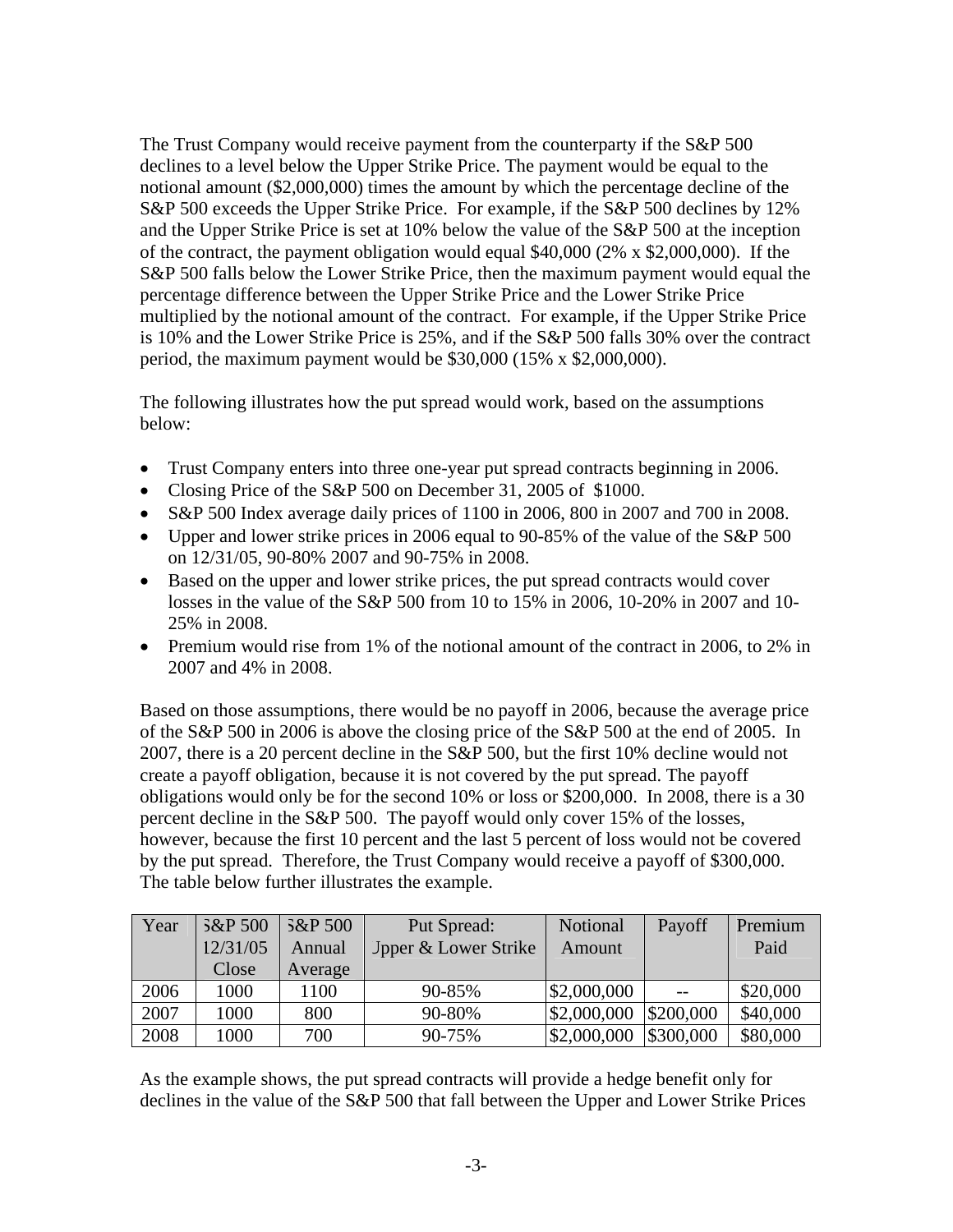The Trust Company would receive payment from the counterparty if the S&P 500 declines to a level below the Upper Strike Price. The payment would be equal to the notional amount ($2,000,000) times the amount by which the percentage decline of the S&P 500 exceeds the Upper Strike Price. For example, if the S&P 500 declines by 12% and the Upper Strike Price is set at 10% below the value of the S&P 500 at the inception of the contract, the payment obligation would equal $40,000 (2% x $2,000,000). If the S&P 500 falls below the Lower Strike Price, then the maximum payment would equal the percentage difference between the Upper Strike Price and the Lower Strike Price multiplied by the notional amount of the contract. For example, if the Upper Strike Price is 10% and the Lower Strike Price is 25%, and if the S&P 500 falls 30% over the contract period, the maximum payment would be $30,000 (15% x $2,000,000).

The following illustrates how the put spread would work, based on the assumptions below:

- Trust Company enters into three one-year put spread contracts beginning in 2006.
- Closing Price of the S&P 500 on December 31, 2005 of $1000.
- S&P 500 Index average daily prices of 1100 in 2006, 800 in 2007 and 700 in 2008.
- Upper and lower strike prices in 2006 equal to 90-85% of the value of the S&P 500 on 12/31/05, 90-80% 2007 and 90-75% in 2008.
- Based on the upper and lower strike prices, the put spread contracts would cover losses in the value of the S&P 500 from 10 to 15% in 2006, 10-20% in 2007 and 10-25% in 2008.
- Premium would rise from 1% of the notional amount of the contract in 2006, to 2% in 2007 and 4% in 2008.

Based on those assumptions, there would be no payoff in 2006, because the average price of the S&P 500 in 2006 is above the closing price of the S&P 500 at the end of 2005. In 2007, there is a 20 percent decline in the S&P 500, but the first 10% decline would not create a payoff obligation, because it is not covered by the put spread. The payoff obligations would only be for the second 10% or loss or $200,000. In 2008, there is a 30 percent decline in the S&P 500. The payoff would only cover 15% of the losses, however, because the first 10 percent and the last 5 percent of loss would not be covered by the put spread. Therefore, the Trust Company would receive a payoff of $300,000. The table below further illustrates the example.

| Year | S&P 500 12/31/05 Close | S&P 500 Annual Average | Put Spread: Upper & Lower Strike | Notional Amount | Payoff | Premium Paid |
|---|---|---|---|---|---|---|
| 2006 | 1000 | 1100 | 90-85% | $2,000,000 | -- | $20,000 |
| 2007 | 1000 | 800 | 90-80% | $2,000,000 | $200,000 | $40,000 |
| 2008 | 1000 | 700 | 90-75% | $2,000,000 | $300,000 | $80,000 |

As the example shows, the put spread contracts will provide a hedge benefit only for declines in the value of the S&P 500 that fall between the Upper and Lower Strike Prices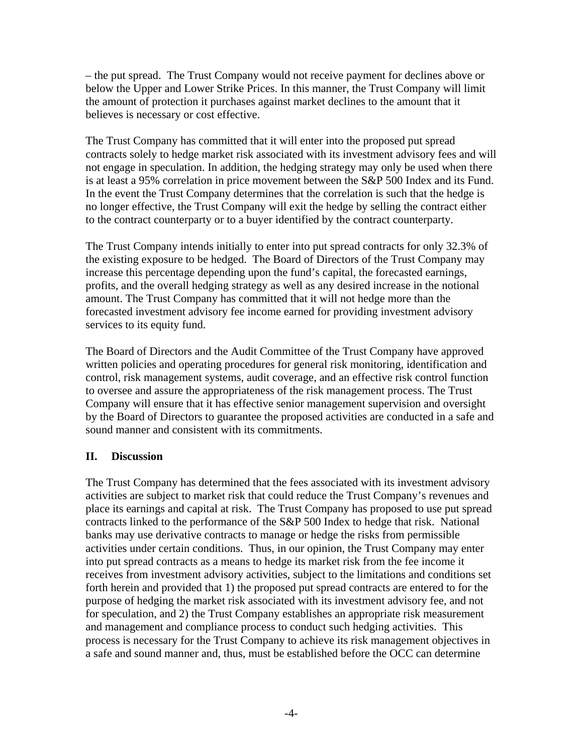– the put spread. The Trust Company would not receive payment for declines above or below the Upper and Lower Strike Prices. In this manner, the Trust Company will limit the amount of protection it purchases against market declines to the amount that it believes is necessary or cost effective.

The Trust Company has committed that it will enter into the proposed put spread contracts solely to hedge market risk associated with its investment advisory fees and will not engage in speculation. In addition, the hedging strategy may only be used when there is at least a 95% correlation in price movement between the S&P 500 Index and its Fund. In the event the Trust Company determines that the correlation is such that the hedge is no longer effective, the Trust Company will exit the hedge by selling the contract either to the contract counterparty or to a buyer identified by the contract counterparty.

The Trust Company intends initially to enter into put spread contracts for only 32.3% of the existing exposure to be hedged. The Board of Directors of the Trust Company may increase this percentage depending upon the fund's capital, the forecasted earnings, profits, and the overall hedging strategy as well as any desired increase in the notional amount. The Trust Company has committed that it will not hedge more than the forecasted investment advisory fee income earned for providing investment advisory services to its equity fund.

The Board of Directors and the Audit Committee of the Trust Company have approved written policies and operating procedures for general risk monitoring, identification and control, risk management systems, audit coverage, and an effective risk control function to oversee and assure the appropriateness of the risk management process. The Trust Company will ensure that it has effective senior management supervision and oversight by the Board of Directors to guarantee the proposed activities are conducted in a safe and sound manner and consistent with its commitments.

## II. Discussion

The Trust Company has determined that the fees associated with its investment advisory activities are subject to market risk that could reduce the Trust Company's revenues and place its earnings and capital at risk. The Trust Company has proposed to use put spread contracts linked to the performance of the S&P 500 Index to hedge that risk. National banks may use derivative contracts to manage or hedge the risks from permissible activities under certain conditions. Thus, in our opinion, the Trust Company may enter into put spread contracts as a means to hedge its market risk from the fee income it receives from investment advisory activities, subject to the limitations and conditions set forth herein and provided that 1) the proposed put spread contracts are entered to for the purpose of hedging the market risk associated with its investment advisory fee, and not for speculation, and 2) the Trust Company establishes an appropriate risk measurement and management and compliance process to conduct such hedging activities. This process is necessary for the Trust Company to achieve its risk management objectives in a safe and sound manner and, thus, must be established before the OCC can determine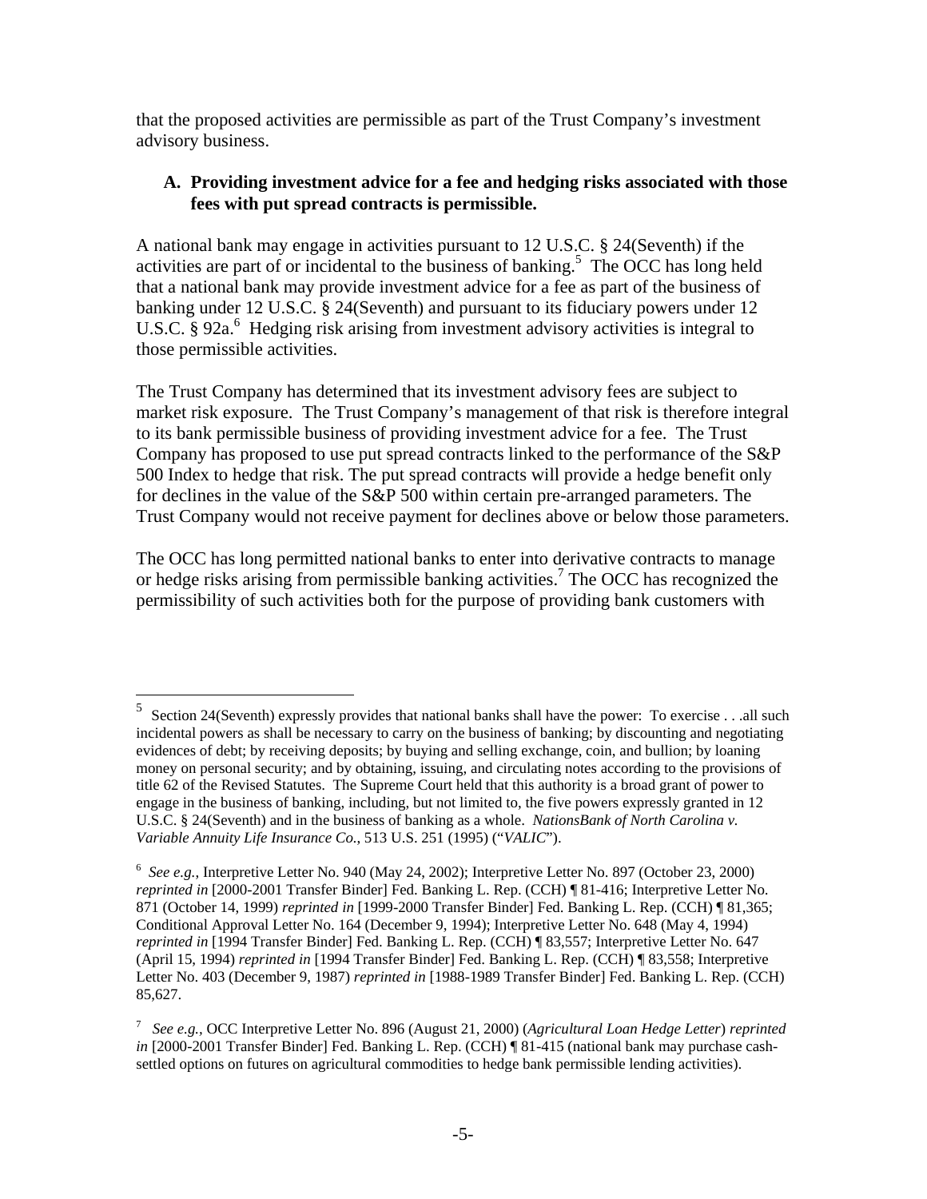that the proposed activities are permissible as part of the Trust Company's investment advisory business.

### A. Providing investment advice for a fee and hedging risks associated with those fees with put spread contracts is permissible.

A national bank may engage in activities pursuant to 12 U.S.C. § 24(Seventh) if the activities are part of or incidental to the business of banking.[5] The OCC has long held that a national bank may provide investment advice for a fee as part of the business of banking under 12 U.S.C. § 24(Seventh) and pursuant to its fiduciary powers under 12 U.S.C. § 92a.[6] Hedging risk arising from investment advisory activities is integral to those permissible activities.

The Trust Company has determined that its investment advisory fees are subject to market risk exposure. The Trust Company's management of that risk is therefore integral to its bank permissible business of providing investment advice for a fee. The Trust Company has proposed to use put spread contracts linked to the performance of the S&P 500 Index to hedge that risk. The put spread contracts will provide a hedge benefit only for declines in the value of the S&P 500 within certain pre-arranged parameters. The Trust Company would not receive payment for declines above or below those parameters.

The OCC has long permitted national banks to enter into derivative contracts to manage or hedge risks arising from permissible banking activities.[7] The OCC has recognized the permissibility of such activities both for the purpose of providing bank customers with

---

[5] Section 24(Seventh) expressly provides that national banks shall have the power: To exercise . . .all such incidental powers as shall be necessary to carry on the business of banking; by discounting and negotiating evidences of debt; by receiving deposits; by buying and selling exchange, coin, and bullion; by loaning money on personal security; and by obtaining, issuing, and circulating notes according to the provisions of title 62 of the Revised Statutes. The Supreme Court held that this authority is a broad grant of power to engage in the business of banking, including, but not limited to, the five powers expressly granted in 12 U.S.C. § 24(Seventh) and in the business of banking as a whole. *NationsBank of North Carolina v. Variable Annuity Life Insurance Co.*, 513 U.S. 251 (1995) ("*VALIC*").

[6] *See e.g.*, Interpretive Letter No. 940 (May 24, 2002); Interpretive Letter No. 897 (October 23, 2000) *reprinted in* [2000-2001 Transfer Binder] Fed. Banking L. Rep. (CCH) ¶ 81-416; Interpretive Letter No. 871 (October 14, 1999) *reprinted in* [1999-2000 Transfer Binder] Fed. Banking L. Rep. (CCH) ¶ 81,365; Conditional Approval Letter No. 164 (December 9, 1994); Interpretive Letter No. 648 (May 4, 1994) *reprinted in* [1994 Transfer Binder] Fed. Banking L. Rep. (CCH) ¶ 83,557; Interpretive Letter No. 647 (April 15, 1994) *reprinted in* [1994 Transfer Binder] Fed. Banking L. Rep. (CCH) ¶ 83,558; Interpretive Letter No. 403 (December 9, 1987) *reprinted in* [1988-1989 Transfer Binder] Fed. Banking L. Rep. (CCH) 85,627.

[7] *See e.g.*, OCC Interpretive Letter No. 896 (August 21, 2000) (*Agricultural Loan Hedge Letter*) *reprinted in* [2000-2001 Transfer Binder] Fed. Banking L. Rep. (CCH) ¶ 81-415 (national bank may purchase cash-settled options on futures on agricultural commodities to hedge bank permissible lending activities).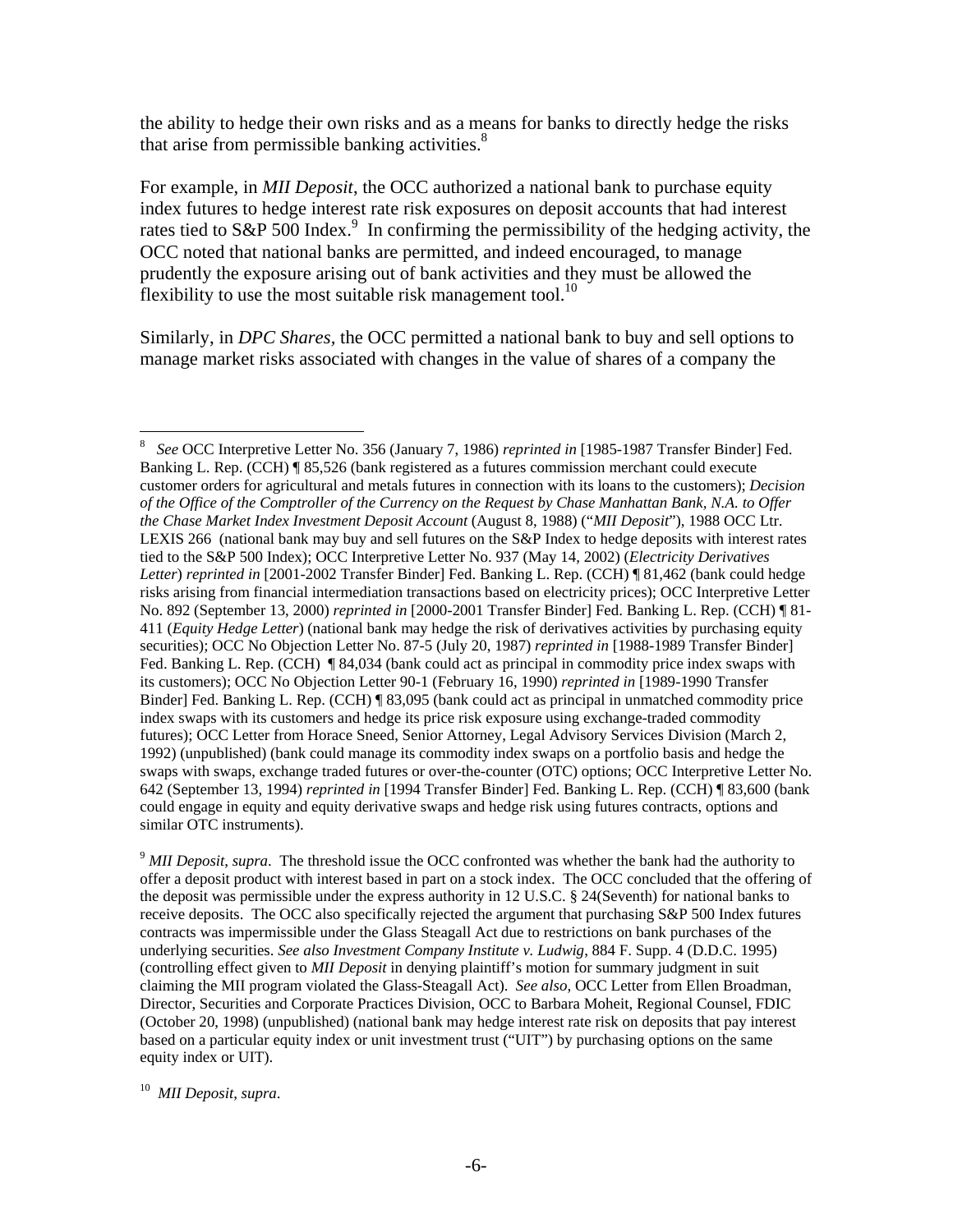the ability to hedge their own risks and as a means for banks to directly hedge the risks that arise from permissible banking activities.[8]

For example, in *MII Deposit*, the OCC authorized a national bank to purchase equity index futures to hedge interest rate risk exposures on deposit accounts that had interest rates tied to S&P 500 Index.[9] In confirming the permissibility of the hedging activity, the OCC noted that national banks are permitted, and indeed encouraged, to manage prudently the exposure arising out of bank activities and they must be allowed the flexibility to use the most suitable risk management tool.[10]

Similarly, in *DPC Shares*, the OCC permitted a national bank to buy and sell options to manage market risks associated with changes in the value of shares of a company the

---

[8] *See* OCC Interpretive Letter No. 356 (January 7, 1986) *reprinted in* [1985-1987 Transfer Binder] Fed. Banking L. Rep. (CCH) ¶ 85,526 (bank registered as a futures commission merchant could execute customer orders for agricultural and metals futures in connection with its loans to the customers); *Decision of the Office of the Comptroller of the Currency on the Request by Chase Manhattan Bank, N.A. to Offer the Chase Market Index Investment Deposit Account* (August 8, 1988) ("*MII Deposit*"), 1988 OCC Ltr. LEXIS 266 (national bank may buy and sell futures on the S&P Index to hedge deposits with interest rates tied to the S&P 500 Index); OCC Interpretive Letter No. 937 (May 14, 2002) (*Electricity Derivatives Letter*) *reprinted in* [2001-2002 Transfer Binder] Fed. Banking L. Rep. (CCH) ¶ 81,462 (bank could hedge risks arising from financial intermediation transactions based on electricity prices); OCC Interpretive Letter No. 892 (September 13, 2000) *reprinted in* [2000-2001 Transfer Binder] Fed. Banking L. Rep. (CCH) ¶ 81-411 (*Equity Hedge Letter*) (national bank may hedge the risk of derivatives activities by purchasing equity securities); OCC No Objection Letter No. 87-5 (July 20, 1987) *reprinted in* [1988-1989 Transfer Binder] Fed. Banking L. Rep. (CCH) ¶ 84,034 (bank could act as principal in commodity price index swaps with its customers); OCC No Objection Letter 90-1 (February 16, 1990) *reprinted in* [1989-1990 Transfer Binder] Fed. Banking L. Rep. (CCH) ¶ 83,095 (bank could act as principal in unmatched commodity price index swaps with its customers and hedge its price risk exposure using exchange-traded commodity futures); OCC Letter from Horace Sneed, Senior Attorney, Legal Advisory Services Division (March 2, 1992) (unpublished) (bank could manage its commodity index swaps on a portfolio basis and hedge the swaps with swaps, exchange traded futures or over-the-counter (OTC) options; OCC Interpretive Letter No. 642 (September 13, 1994) *reprinted in* [1994 Transfer Binder] Fed. Banking L. Rep. (CCH) ¶ 83,600 (bank could engage in equity and equity derivative swaps and hedge risk using futures contracts, options and similar OTC instruments).

[9] *MII Deposit, supra*. The threshold issue the OCC confronted was whether the bank had the authority to offer a deposit product with interest based in part on a stock index. The OCC concluded that the offering of the deposit was permissible under the express authority in 12 U.S.C. § 24(Seventh) for national banks to receive deposits. The OCC also specifically rejected the argument that purchasing S&P 500 Index futures contracts was impermissible under the Glass Steagall Act due to restrictions on bank purchases of the underlying securities. *See also Investment Company Institute v. Ludwig*, 884 F. Supp. 4 (D.D.C. 1995) (controlling effect given to *MII Deposit* in denying plaintiff's motion for summary judgment in suit claiming the MII program violated the Glass-Steagall Act). *See also*, OCC Letter from Ellen Broadman, Director, Securities and Corporate Practices Division, OCC to Barbara Moheit, Regional Counsel, FDIC (October 20, 1998) (unpublished) (national bank may hedge interest rate risk on deposits that pay interest based on a particular equity index or unit investment trust ("UIT") by purchasing options on the same equity index or UIT).

[10] *MII Deposit*, *supra*.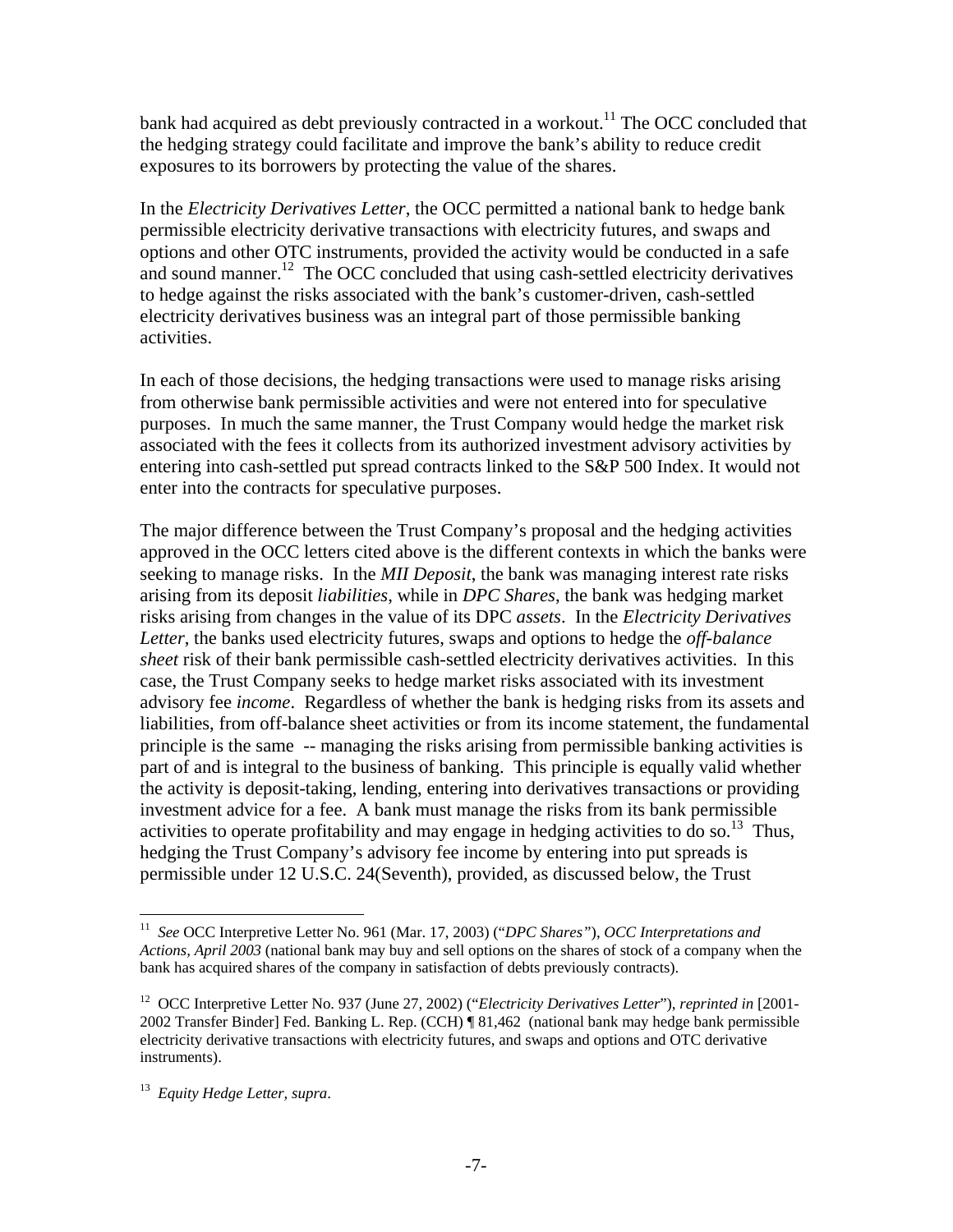bank had acquired as debt previously contracted in a workout.[11] The OCC concluded that the hedging strategy could facilitate and improve the bank's ability to reduce credit exposures to its borrowers by protecting the value of the shares.

In the *Electricity Derivatives Letter*, the OCC permitted a national bank to hedge bank permissible electricity derivative transactions with electricity futures, and swaps and options and other OTC instruments, provided the activity would be conducted in a safe and sound manner.[12] The OCC concluded that using cash-settled electricity derivatives to hedge against the risks associated with the bank's customer-driven, cash-settled electricity derivatives business was an integral part of those permissible banking activities.

In each of those decisions, the hedging transactions were used to manage risks arising from otherwise bank permissible activities and were not entered into for speculative purposes. In much the same manner, the Trust Company would hedge the market risk associated with the fees it collects from its authorized investment advisory activities by entering into cash-settled put spread contracts linked to the S&P 500 Index. It would not enter into the contracts for speculative purposes.

The major difference between the Trust Company's proposal and the hedging activities approved in the OCC letters cited above is the different contexts in which the banks were seeking to manage risks. In the *MII Deposit*, the bank was managing interest rate risks arising from its deposit *liabilities*, while in *DPC Shares*, the bank was hedging market risks arising from changes in the value of its DPC *assets*. In the *Electricity Derivatives Letter*, the banks used electricity futures, swaps and options to hedge the *off-balance sheet* risk of their bank permissible cash-settled electricity derivatives activities. In this case, the Trust Company seeks to hedge market risks associated with its investment advisory fee *income*. Regardless of whether the bank is hedging risks from its assets and liabilities, from off-balance sheet activities or from its income statement, the fundamental principle is the same -- managing the risks arising from permissible banking activities is part of and is integral to the business of banking. This principle is equally valid whether the activity is deposit-taking, lending, entering into derivatives transactions or providing investment advice for a fee. A bank must manage the risks from its bank permissible activities to operate profitability and may engage in hedging activities to do so.[13] Thus, hedging the Trust Company's advisory fee income by entering into put spreads is permissible under 12 U.S.C. 24(Seventh), provided, as discussed below, the Trust

---

[11] *See* OCC Interpretive Letter No. 961 (Mar. 17, 2003) ("*DPC Shares"*), *OCC Interpretations and Actions, April 2003* (national bank may buy and sell options on the shares of stock of a company when the bank has acquired shares of the company in satisfaction of debts previously contracts).

[12] OCC Interpretive Letter No. 937 (June 27, 2002) ("*Electricity Derivatives Letter*"), *reprinted in* [2001-2002 Transfer Binder] Fed. Banking L. Rep. (CCH) ¶ 81,462 (national bank may hedge bank permissible electricity derivative transactions with electricity futures, and swaps and options and OTC derivative instruments).

[13] *Equity Hedge Letter, supra*.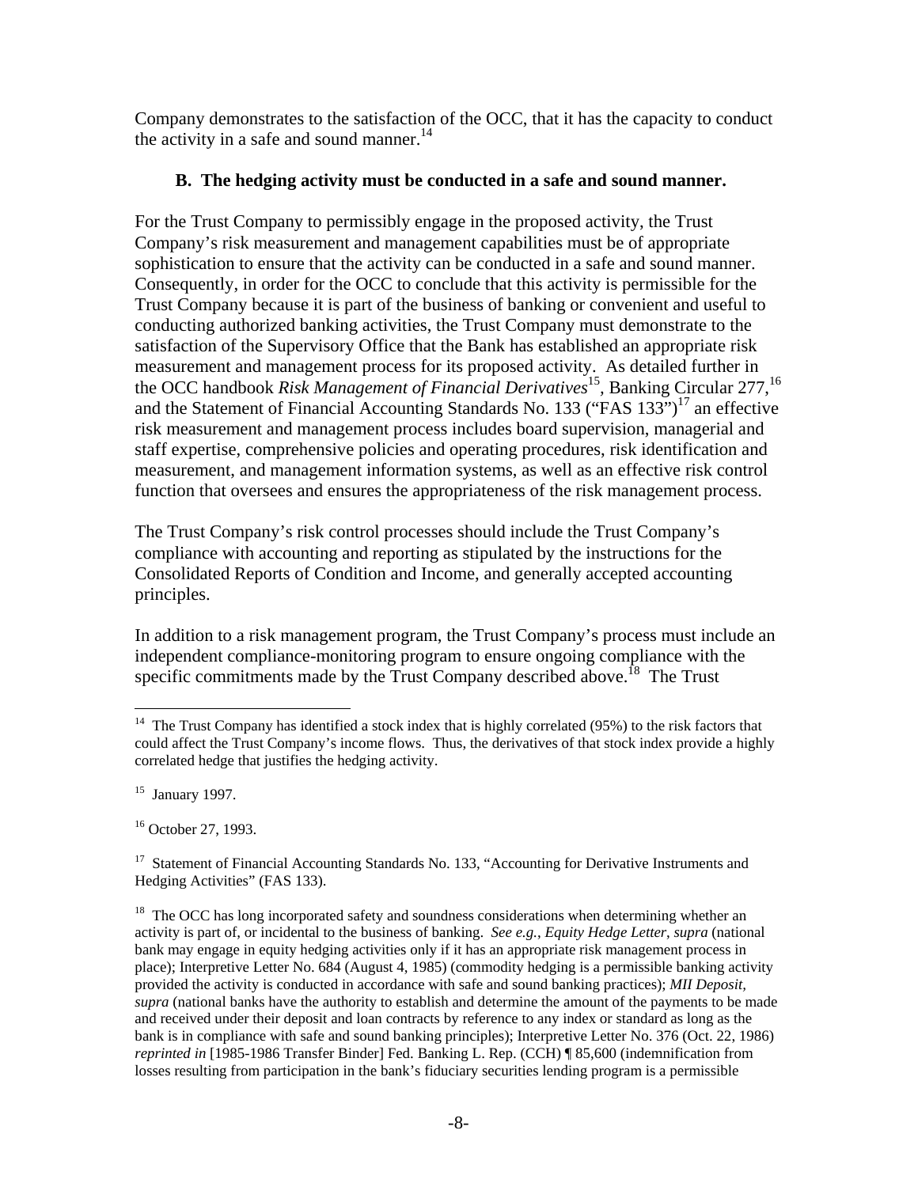Company demonstrates to the satisfaction of the OCC, that it has the capacity to conduct the activity in a safe and sound manner.[14]

**B. The hedging activity must be conducted in a safe and sound manner.**

For the Trust Company to permissibly engage in the proposed activity, the Trust Company's risk measurement and management capabilities must be of appropriate sophistication to ensure that the activity can be conducted in a safe and sound manner. Consequently, in order for the OCC to conclude that this activity is permissible for the Trust Company because it is part of the business of banking or convenient and useful to conducting authorized banking activities, the Trust Company must demonstrate to the satisfaction of the Supervisory Office that the Bank has established an appropriate risk measurement and management process for its proposed activity. As detailed further in the OCC handbook *Risk Management of Financial Derivatives*[15], Banking Circular 277,[16] and the Statement of Financial Accounting Standards No. 133 ("FAS 133")[17] an effective risk measurement and management process includes board supervision, managerial and staff expertise, comprehensive policies and operating procedures, risk identification and measurement, and management information systems, as well as an effective risk control function that oversees and ensures the appropriateness of the risk management process.

The Trust Company's risk control processes should include the Trust Company's compliance with accounting and reporting as stipulated by the instructions for the Consolidated Reports of Condition and Income, and generally accepted accounting principles.

In addition to a risk management program, the Trust Company's process must include an independent compliance-monitoring program to ensure ongoing compliance with the specific commitments made by the Trust Company described above.[18] The Trust

---

[14] The Trust Company has identified a stock index that is highly correlated (95%) to the risk factors that could affect the Trust Company's income flows. Thus, the derivatives of that stock index provide a highly correlated hedge that justifies the hedging activity.

[15] January 1997.

[16] October 27, 1993.

[17] Statement of Financial Accounting Standards No. 133, "Accounting for Derivative Instruments and Hedging Activities" (FAS 133).

[18] The OCC has long incorporated safety and soundness considerations when determining whether an activity is part of, or incidental to the business of banking. *See e.g.*, *Equity Hedge Letter*, *supra* (national bank may engage in equity hedging activities only if it has an appropriate risk management process in place); Interpretive Letter No. 684 (August 4, 1985) (commodity hedging is a permissible banking activity provided the activity is conducted in accordance with safe and sound banking practices); *MII Deposit, supra* (national banks have the authority to establish and determine the amount of the payments to be made and received under their deposit and loan contracts by reference to any index or standard as long as the bank is in compliance with safe and sound banking principles); Interpretive Letter No. 376 (Oct. 22, 1986) *reprinted in* [1985-1986 Transfer Binder] Fed. Banking L. Rep. (CCH) ¶ 85,600 (indemnification from losses resulting from participation in the bank's fiduciary securities lending program is a permissible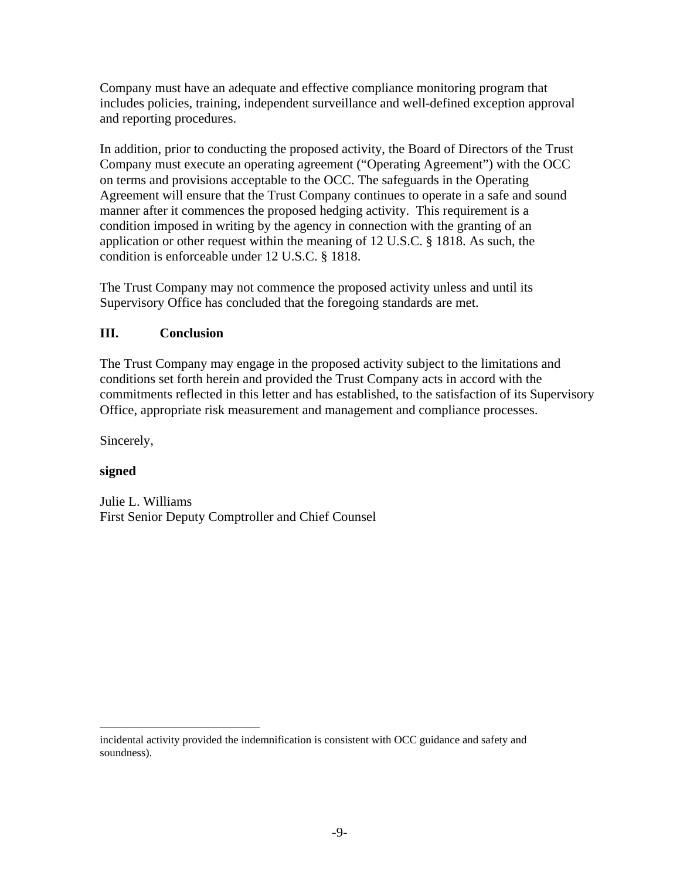Company must have an adequate and effective compliance monitoring program that includes policies, training, independent surveillance and well-defined exception approval and reporting procedures.

In addition, prior to conducting the proposed activity, the Board of Directors of the Trust Company must execute an operating agreement ("Operating Agreement") with the OCC on terms and provisions acceptable to the OCC. The safeguards in the Operating Agreement will ensure that the Trust Company continues to operate in a safe and sound manner after it commences the proposed hedging activity. This requirement is a condition imposed in writing by the agency in connection with the granting of an application or other request within the meaning of 12 U.S.C. § 1818. As such, the condition is enforceable under 12 U.S.C. § 1818.

The Trust Company may not commence the proposed activity unless and until its Supervisory Office has concluded that the foregoing standards are met.

## III. Conclusion

The Trust Company may engage in the proposed activity subject to the limitations and conditions set forth herein and provided the Trust Company acts in accord with the commitments reflected in this letter and has established, to the satisfaction of its Supervisory Office, appropriate risk measurement and management and compliance processes.

Sincerely,

**signed**

Julie L. Williams
First Senior Deputy Comptroller and Chief Counsel

---

incidental activity provided the indemnification is consistent with OCC guidance and safety and soundness).